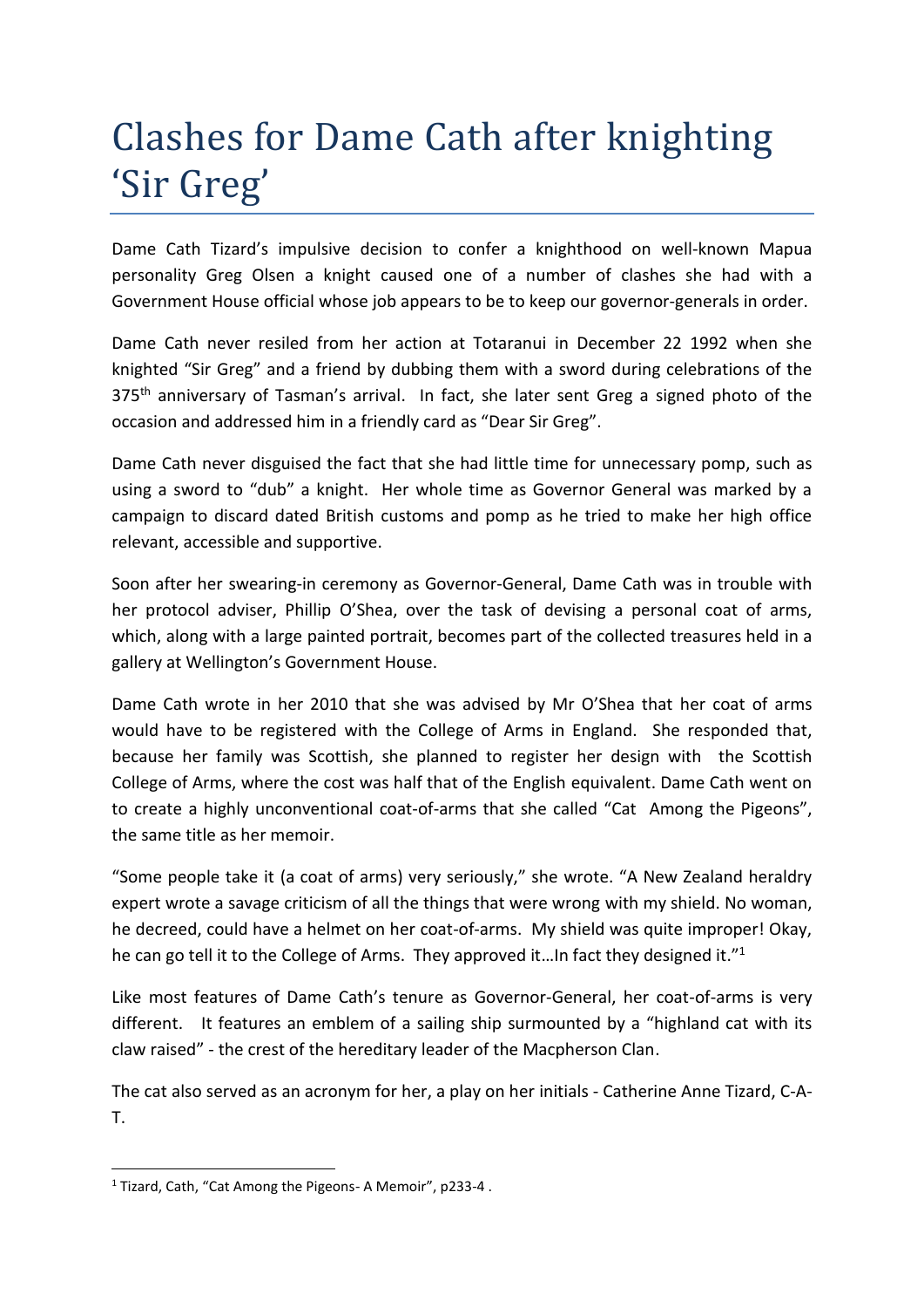# Clashes for Dame Cath after knighting 'Sir Greg'

Dame Cath Tizard's impulsive decision to confer a knighthood on well-known Mapua personality Greg Olsen a knight caused one of a number of clashes she had with a Government House official whose job appears to be to keep our governor-generals in order.

Dame Cath never resiled from her action at Totaranui in December 22 1992 when she knighted "Sir Greg" and a friend by dubbing them with a sword during celebrations of the 375th anniversary of Tasman's arrival. In fact, she later sent Greg a signed photo of the occasion and addressed him in a friendly card as "Dear Sir Greg".

Dame Cath never disguised the fact that she had little time for unnecessary pomp, such as using a sword to "dub" a knight. Her whole time as Governor General was marked by a campaign to discard dated British customs and pomp as he tried to make her high office relevant, accessible and supportive.

Soon after her swearing-in ceremony as Governor-General, Dame Cath was in trouble with her protocol adviser, Phillip O'Shea, over the task of devising a personal coat of arms, which, along with a large painted portrait, becomes part of the collected treasures held in a gallery at Wellington's Government House.

Dame Cath wrote in her 2010 that she was advised by Mr O'Shea that her coat of arms would have to be registered with the College of Arms in England. She responded that, because her family was Scottish, she planned to register her design with the Scottish College of Arms, where the cost was half that of the English equivalent. Dame Cath went on to create a highly unconventional coat-of-arms that she called "Cat Among the Pigeons", the same title as her memoir.

"Some people take it (a coat of arms) very seriously," she wrote. "A New Zealand heraldry expert wrote a savage criticism of all the things that were wrong with my shield. No woman, he decreed, could have a helmet on her coat-of-arms. My shield was quite improper! Okay, he can go tell it to the College of Arms. They approved it…In fact they designed it."[1]

Like most features of Dame Cath's tenure as Governor-General, her coat-of-arms is very different. It features an emblem of a sailing ship surmounted by a "highland cat with its claw raised" - the crest of the hereditary leader of the Macpherson Clan.

The cat also served as an acronym for her, a play on her initials - Catherine Anne Tizard, C-A-T.

---

[1] Tizard, Cath, "Cat Among the Pigeons- A Memoir", p233-4 .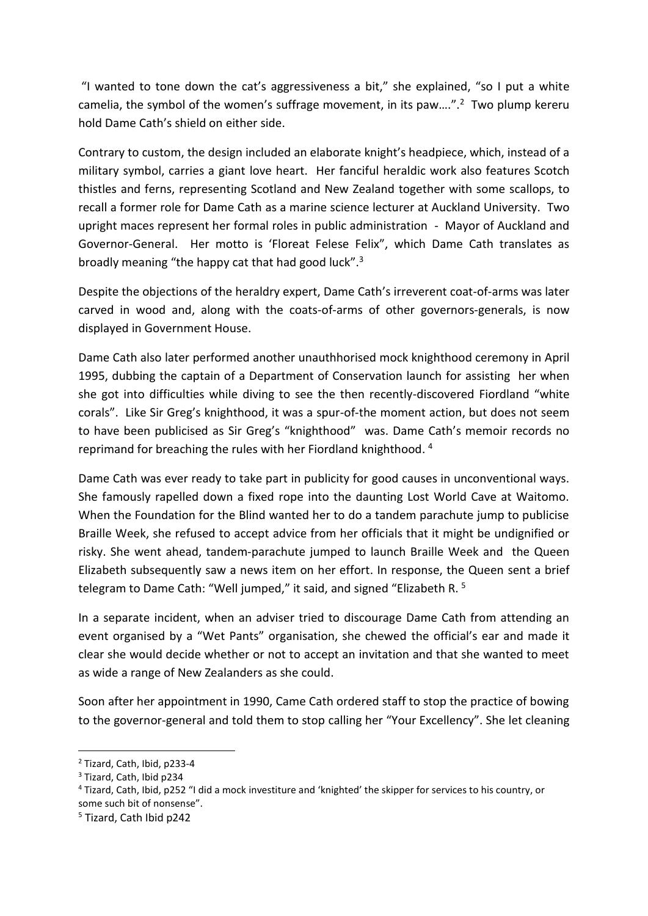"I wanted to tone down the cat's aggressiveness a bit," she explained, "so I put a white camelia, the symbol of the women's suffrage movement, in its paw….".[2] Two plump kereru hold Dame Cath's shield on either side.

Contrary to custom, the design included an elaborate knight's headpiece, which, instead of a military symbol, carries a giant love heart. Her fanciful heraldic work also features Scotch thistles and ferns, representing Scotland and New Zealand together with some scallops, to recall a former role for Dame Cath as a marine science lecturer at Auckland University. Two upright maces represent her formal roles in public administration - Mayor of Auckland and Governor-General. Her motto is 'Floreat Felese Felix", which Dame Cath translates as broadly meaning "the happy cat that had good luck".[3]

Despite the objections of the heraldry expert, Dame Cath's irreverent coat-of-arms was later carved in wood and, along with the coats-of-arms of other governors-generals, is now displayed in Government House.

Dame Cath also later performed another unauthhorised mock knighthood ceremony in April 1995, dubbing the captain of a Department of Conservation launch for assisting her when she got into difficulties while diving to see the then recently-discovered Fiordland "white corals". Like Sir Greg's knighthood, it was a spur-of-the moment action, but does not seem to have been publicised as Sir Greg's "knighthood" was. Dame Cath's memoir records no reprimand for breaching the rules with her Fiordland knighthood. [4]

Dame Cath was ever ready to take part in publicity for good causes in unconventional ways. She famously rapelled down a fixed rope into the daunting Lost World Cave at Waitomo. When the Foundation for the Blind wanted her to do a tandem parachute jump to publicise Braille Week, she refused to accept advice from her officials that it might be undignified or risky. She went ahead, tandem-parachute jumped to launch Braille Week and the Queen Elizabeth subsequently saw a news item on her effort. In response, the Queen sent a brief telegram to Dame Cath: "Well jumped," it said, and signed "Elizabeth R. [5]

In a separate incident, when an adviser tried to discourage Dame Cath from attending an event organised by a "Wet Pants" organisation, she chewed the official's ear and made it clear she would decide whether or not to accept an invitation and that she wanted to meet as wide a range of New Zealanders as she could.

Soon after her appointment in 1990, Came Cath ordered staff to stop the practice of bowing to the governor-general and told them to stop calling her "Your Excellency". She let cleaning

---

[2] Tizard, Cath, Ibid, p233-4

[3] Tizard, Cath, Ibid p234

[4] Tizard, Cath, Ibid, p252 "I did a mock investiture and 'knighted' the skipper for services to his country, or some such bit of nonsense".

[5] Tizard, Cath Ibid p242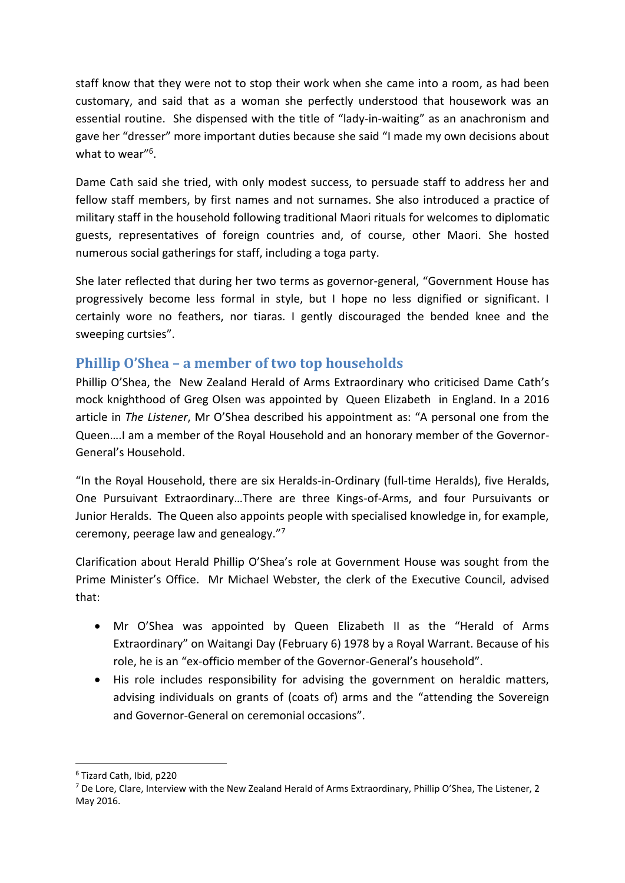staff know that they were not to stop their work when she came into a room, as had been customary, and said that as a woman she perfectly understood that housework was an essential routine. She dispensed with the title of "lady-in-waiting" as an anachronism and gave her "dresser" more important duties because she said "I made my own decisions about what to wear"[6].

Dame Cath said she tried, with only modest success, to persuade staff to address her and fellow staff members, by first names and not surnames. She also introduced a practice of military staff in the household following traditional Maori rituals for welcomes to diplomatic guests, representatives of foreign countries and, of course, other Maori. She hosted numerous social gatherings for staff, including a toga party.

She later reflected that during her two terms as governor-general, "Government House has progressively become less formal in style, but I hope no less dignified or significant. I certainly wore no feathers, nor tiaras. I gently discouraged the bended knee and the sweeping curtsies".

## Phillip O'Shea – a member of two top households

Phillip O'Shea, the New Zealand Herald of Arms Extraordinary who criticised Dame Cath's mock knighthood of Greg Olsen was appointed by Queen Elizabeth in England. In a 2016 article in *The Listener*, Mr O'Shea described his appointment as: "A personal one from the Queen….I am a member of the Royal Household and an honorary member of the Governor-General's Household.

"In the Royal Household, there are six Heralds-in-Ordinary (full-time Heralds), five Heralds, One Pursuivant Extraordinary…There are three Kings-of-Arms, and four Pursuivants or Junior Heralds. The Queen also appoints people with specialised knowledge in, for example, ceremony, peerage law and genealogy."[7]

Clarification about Herald Phillip O'Shea's role at Government House was sought from the Prime Minister's Office. Mr Michael Webster, the clerk of the Executive Council, advised that:

- Mr O'Shea was appointed by Queen Elizabeth II as the "Herald of Arms Extraordinary" on Waitangi Day (February 6) 1978 by a Royal Warrant. Because of his role, he is an "ex-officio member of the Governor-General's household".
- His role includes responsibility for advising the government on heraldic matters, advising individuals on grants of (coats of) arms and the "attending the Sovereign and Governor-General on ceremonial occasions".

---

[6] Tizard Cath, Ibid, p220

[7] De Lore, Clare, Interview with the New Zealand Herald of Arms Extraordinary, Phillip O'Shea, The Listener, 2 May 2016.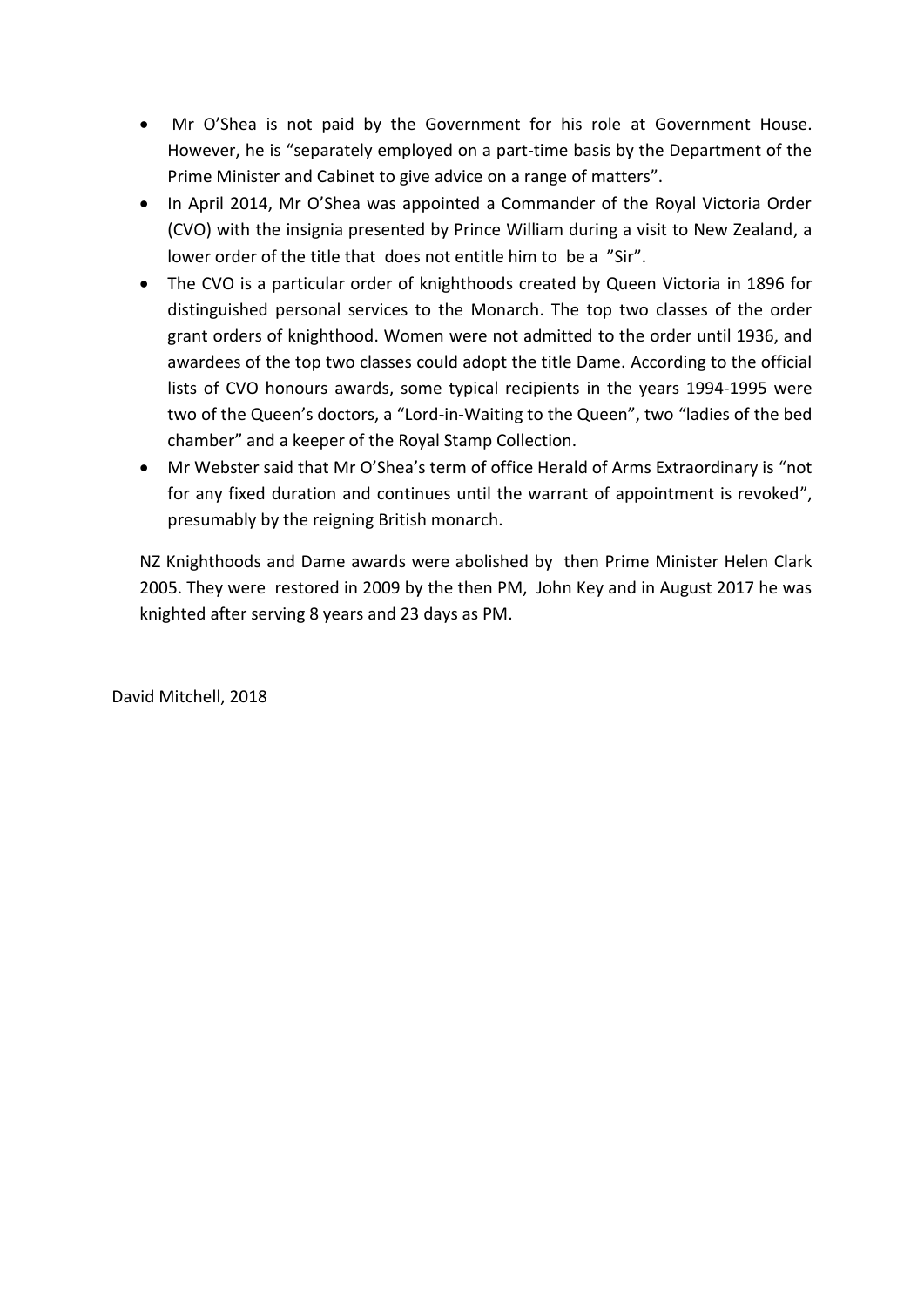- Mr O'Shea is not paid by the Government for his role at Government House. However, he is "separately employed on a part-time basis by the Department of the Prime Minister and Cabinet to give advice on a range of matters".
- In April 2014, Mr O'Shea was appointed a Commander of the Royal Victoria Order (CVO) with the insignia presented by Prince William during a visit to New Zealand, a lower order of the title that does not entitle him to be a "Sir".
- The CVO is a particular order of knighthoods created by Queen Victoria in 1896 for distinguished personal services to the Monarch. The top two classes of the order grant orders of knighthood. Women were not admitted to the order until 1936, and awardees of the top two classes could adopt the title Dame. According to the official lists of CVO honours awards, some typical recipients in the years 1994-1995 were two of the Queen's doctors, a "Lord-in-Waiting to the Queen", two "ladies of the bed chamber" and a keeper of the Royal Stamp Collection.
- Mr Webster said that Mr O'Shea's term of office Herald of Arms Extraordinary is "not for any fixed duration and continues until the warrant of appointment is revoked", presumably by the reigning British monarch.

NZ Knighthoods and Dame awards were abolished by then Prime Minister Helen Clark 2005. They were restored in 2009 by the then PM, John Key and in August 2017 he was knighted after serving 8 years and 23 days as PM.

David Mitchell, 2018